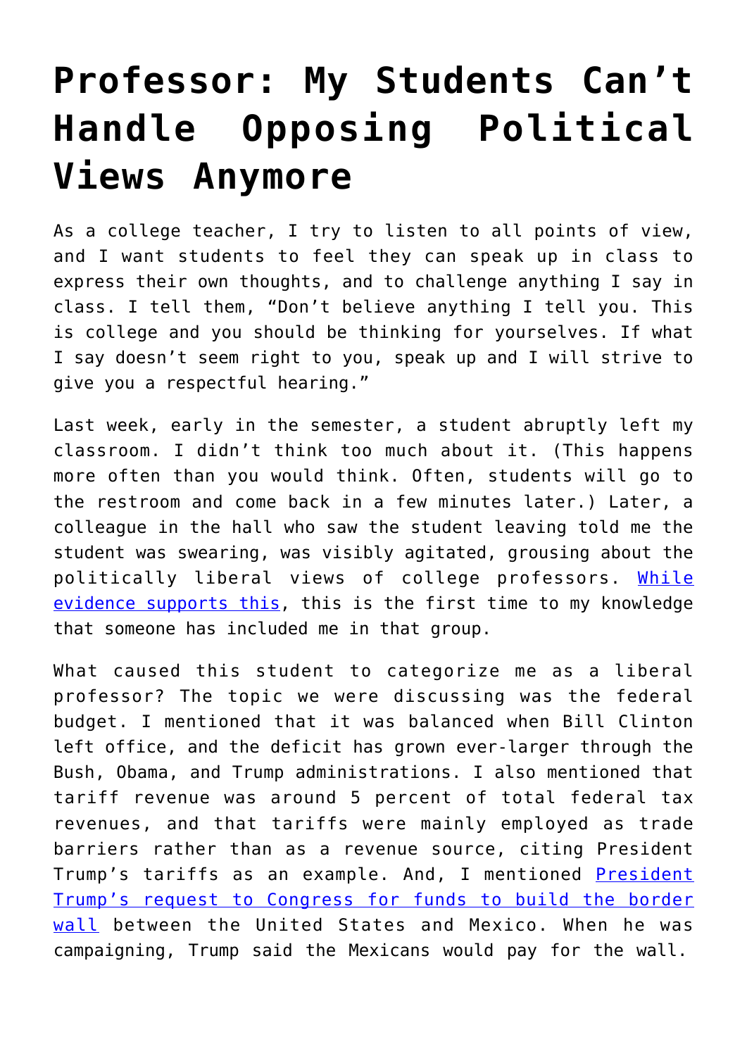# Professor: My Students Can't Handle Opposing Political Views Anymore

As a college teacher, I try to listen to all points of view, and I want students to feel they can speak up in class to express their own thoughts, and to challenge anything I say in class. I tell them, "Don't believe anything I tell you. This is college and you should be thinking for yourselves. If what I say doesn't seem right to you, speak up and I will strive to give you a respectful hearing."

Last week, early in the semester, a student abruptly left my classroom. I didn't think too much about it. (This happens more often than you would think. Often, students will go to the restroom and come back in a few minutes later.) Later, a colleague in the hall who saw the student leaving told me the student was swearing, was visibly agitated, grousing about the politically liberal views of college professors. While evidence supports this, this is the first time to my knowledge that someone has included me in that group.

What caused this student to categorize me as a liberal professor? The topic we were discussing was the federal budget. I mentioned that it was balanced when Bill Clinton left office, and the deficit has grown ever-larger through the Bush, Obama, and Trump administrations. I also mentioned that tariff revenue was around 5 percent of total federal tax revenues, and that tariffs were mainly employed as trade barriers rather than as a revenue source, citing President Trump's tariffs as an example. And, I mentioned President Trump's request to Congress for funds to build the border wall between the United States and Mexico. When he was campaigning, Trump said the Mexicans would pay for the wall.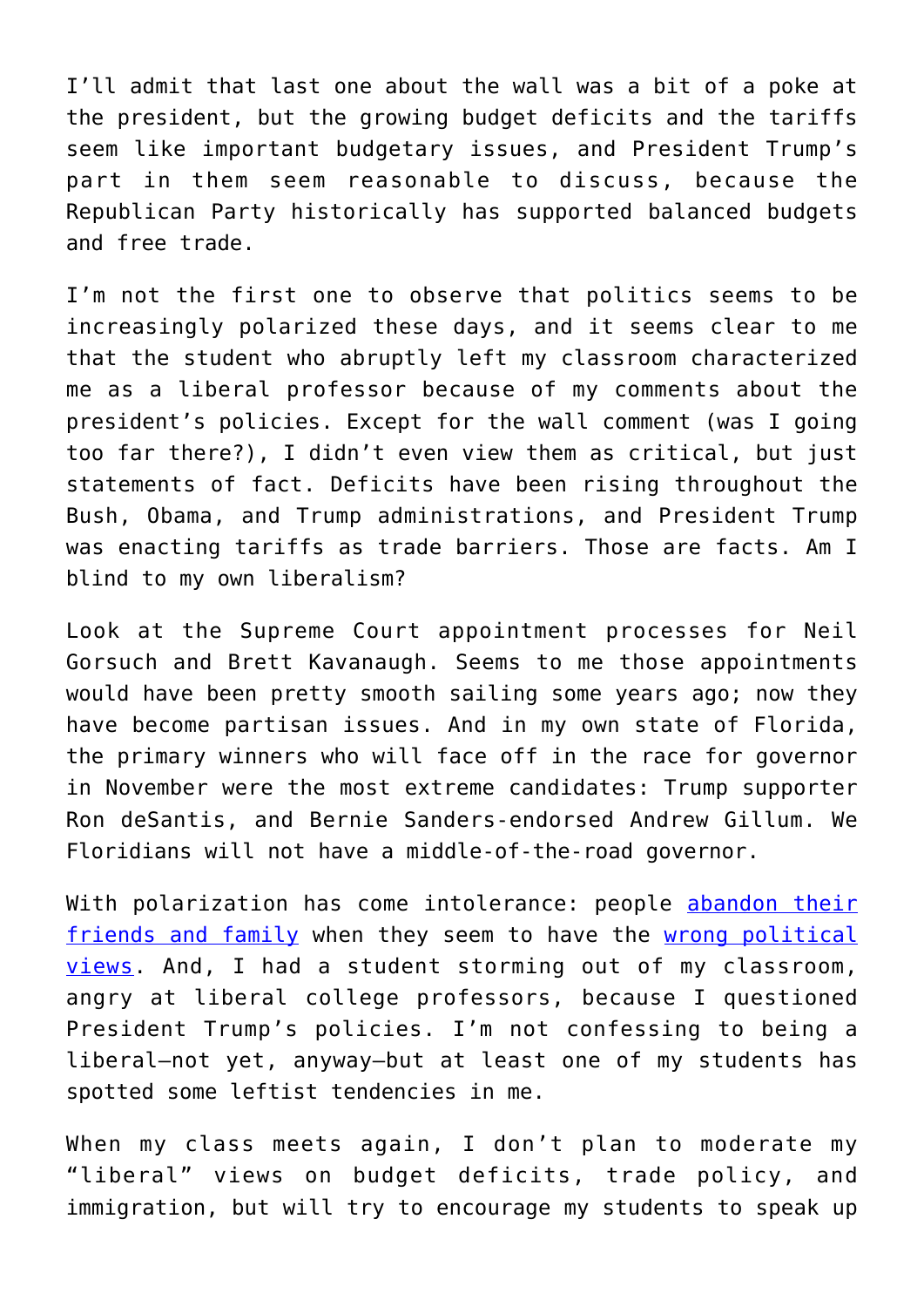I'll admit that last one about the wall was a bit of a poke at the president, but the growing budget deficits and the tariffs seem like important budgetary issues, and President Trump's part in them seem reasonable to discuss, because the Republican Party historically has supported balanced budgets and free trade.

I'm not the first one to observe that politics seems to be increasingly polarized these days, and it seems clear to me that the student who abruptly left my classroom characterized me as a liberal professor because of my comments about the president's policies. Except for the wall comment (was I going too far there?), I didn't even view them as critical, but just statements of fact. Deficits have been rising throughout the Bush, Obama, and Trump administrations, and President Trump was enacting tariffs as trade barriers. Those are facts. Am I blind to my own liberalism?

Look at the Supreme Court appointment processes for Neil Gorsuch and Brett Kavanaugh. Seems to me those appointments would have been pretty smooth sailing some years ago; now they have become partisan issues. And in my own state of Florida, the primary winners who will face off in the race for governor in November were the most extreme candidates: Trump supporter Ron deSantis, and Bernie Sanders-endorsed Andrew Gillum. We Floridians will not have a middle-of-the-road governor.

With polarization has come intolerance: people abandon their friends and family when they seem to have the wrong political views. And, I had a student storming out of my classroom, angry at liberal college professors, because I questioned President Trump's policies. I'm not confessing to being a liberal—not yet, anyway—but at least one of my students has spotted some leftist tendencies in me.

When my class meets again, I don't plan to moderate my "liberal" views on budget deficits, trade policy, and immigration, but will try to encourage my students to speak up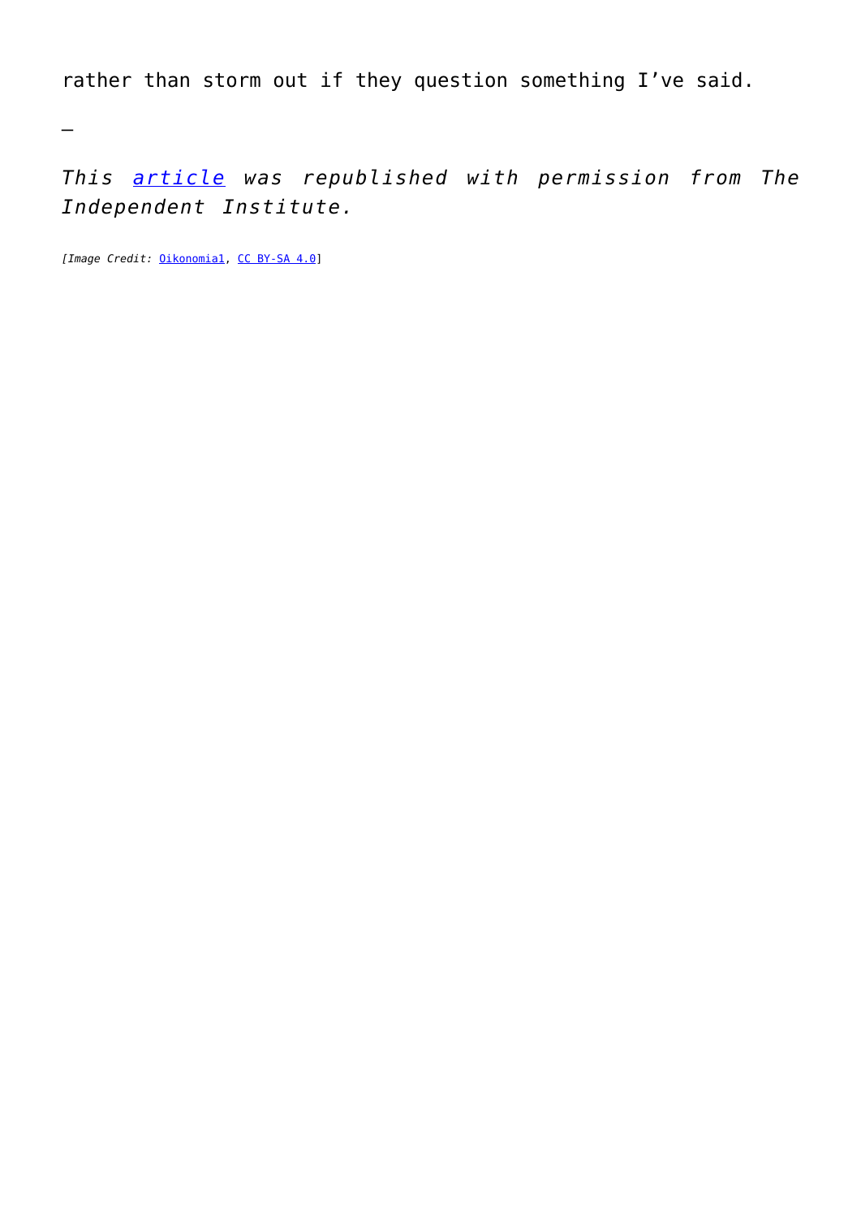rather than storm out if they question something I've said.

—

*This article was republished with permission from The Independent Institute.*

*[Image Credit: Oikonomia1, CC BY-SA 4.0]*